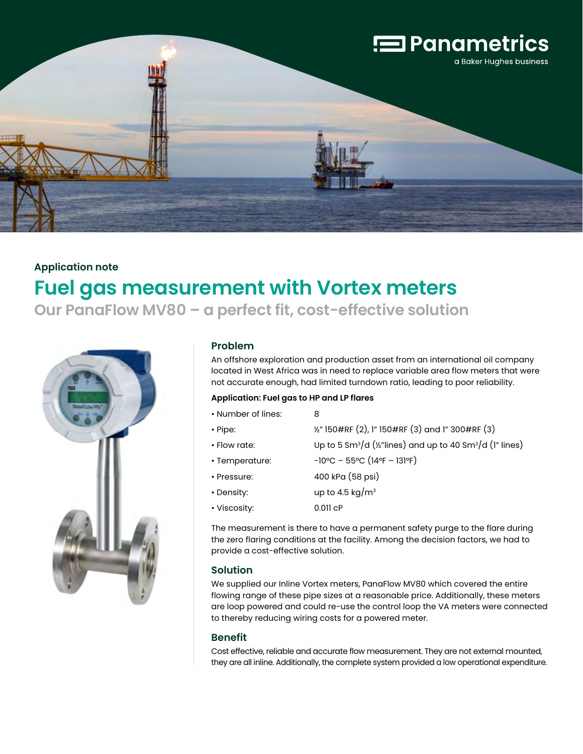Panametrics

a Baker Hughes business

Application note

# Fuel gas measurement with Vortex meters

## Our PanaFlow MV80 – a perfect fit, cost-effective solution

### Problem

An offshore exploration and production asset from an international oil company located in West Africa was in need to replace variable area flow meters that were not accurate enough, had limited turndown ratio, leading to poor reliability.

**Application: Fuel gas to HP and LP flares**

- Number of lines: 8
- Pipe: ½" 150#RF (2), 1" 150#RF (3) and 1" 300#RF (3)
- Flow rate: Up to 5 $Sm^3/d$ (½"lines) and up to 40 $Sm^3/d$ (1" lines)
- Temperature: -10°C – 55°C (14°F – 131°F)
- Pressure: 400 kPa (58 psi)
- Density: up to 4.5 $kg/m^3$
- Viscosity: 0.011 cP

The measurement is there to have a permanent safety purge to the flare during the zero flaring conditions at the facility. Among the decision factors, we had to provide a cost-effective solution.

### Solution

We supplied our Inline Vortex meters, PanaFlow MV80 which covered the entire flowing range of these pipe sizes at a reasonable price. Additionally, these meters are loop powered and could re-use the control loop the VA meters were connected to thereby reducing wiring costs for a powered meter.

### Benefit

Cost effective, reliable and accurate flow measurement. They are not external mounted, they are all inline. Additionally, the complete system provided a low operational expenditure.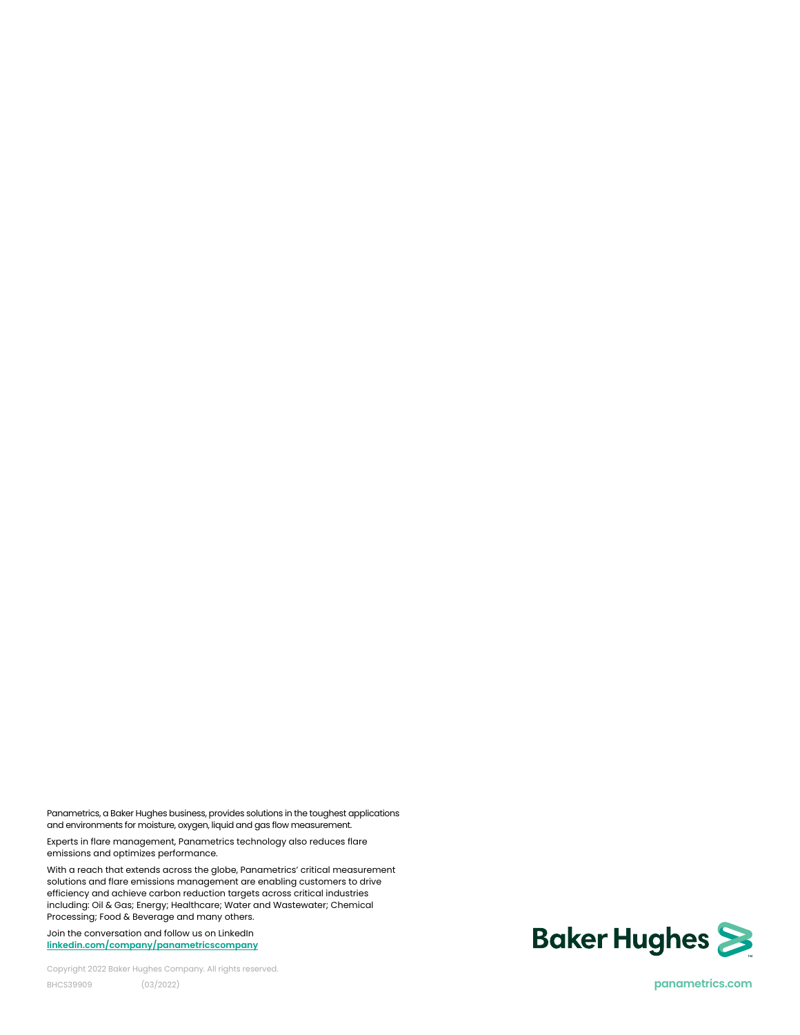Panametrics, a Baker Hughes business, provides solutions in the toughest applications and environments for moisture, oxygen, liquid and gas flow measurement.

Experts in flare management, Panametrics technology also reduces flare emissions and optimizes performance.

With a reach that extends across the globe, Panametrics' critical measurement solutions and flare emissions management are enabling customers to drive efficiency and achieve carbon reduction targets across critical industries including: Oil & Gas; Energy; Healthcare; Water and Wastewater; Chemical Processing; Food & Beverage and many others.

Join the conversation and follow us on LinkedIn
**linkedin.com/company/panametricscompany**

Copyright 2022 Baker Hughes Company. All rights reserved.

BHCS39909 (03/2022)

Baker Hughes

panametrics.com